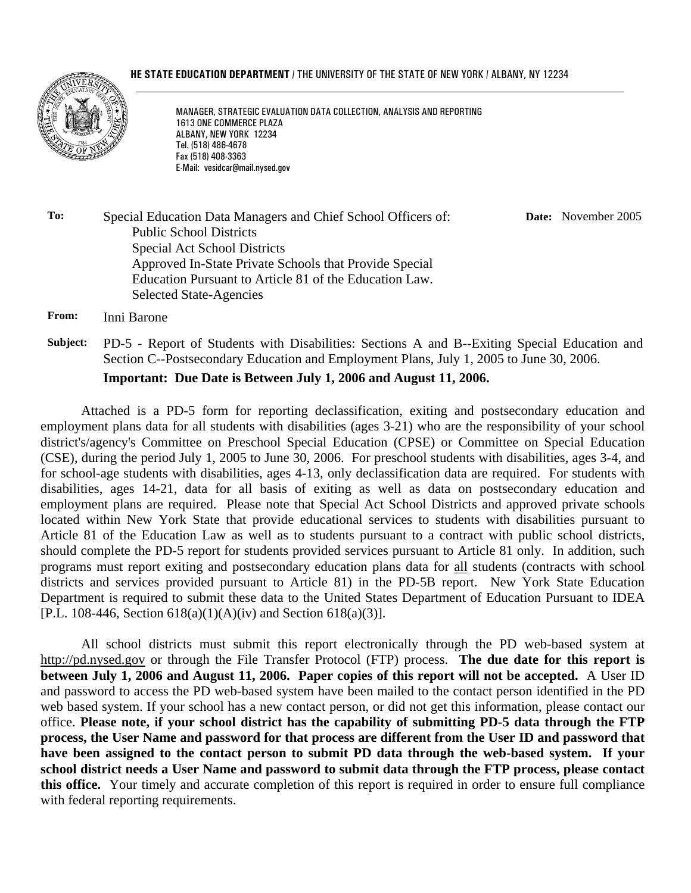**HE STATE EDUCATION DEPARTMENT** / THE UNIVERSITY OF THE STATE OF NEW YORK / ALBANY, NY 12234

MANAGER, STRATEGIC EVALUATION DATA COLLECTION, ANALYSIS AND REPORTING
1613 ONE COMMERCE PLAZA
ALBANY, NEW YORK 12234
Tel. (518) 486-4678
Fax (518) 408-3363
E-Mail: vesidcar@mail.nysed.gov

**To:** Special Education Data Managers and Chief School Officers of:
Public School Districts
Special Act School Districts
Approved In-State Private Schools that Provide Special Education Pursuant to Article 81 of the Education Law.
Selected State-Agencies

**Date:** November 2005

**From:** Inni Barone

**Subject:** PD-5 - Report of Students with Disabilities: Sections A and B--Exiting Special Education and Section C--Postsecondary Education and Employment Plans, July 1, 2005 to June 30, 2006.

**Important: Due Date is Between July 1, 2006 and August 11, 2006.**

Attached is a PD-5 form for reporting declassification, exiting and postsecondary education and employment plans data for all students with disabilities (ages 3-21) who are the responsibility of your school district's/agency's Committee on Preschool Special Education (CPSE) or Committee on Special Education (CSE), during the period July 1, 2005 to June 30, 2006. For preschool students with disabilities, ages 3-4, and for school-age students with disabilities, ages 4-13, only declassification data are required. For students with disabilities, ages 14-21, data for all basis of exiting as well as data on postsecondary education and employment plans are required. Please note that Special Act School Districts and approved private schools located within New York State that provide educational services to students with disabilities pursuant to Article 81 of the Education Law as well as to students pursuant to a contract with public school districts, should complete the PD-5 report for students provided services pursuant to Article 81 only. In addition, such programs must report exiting and postsecondary education plans data for all students (contracts with school districts and services provided pursuant to Article 81) in the PD-5B report. New York State Education Department is required to submit these data to the United States Department of Education Pursuant to IDEA [P.L. 108-446, Section 618(a)(1)(A)(iv) and Section 618(a)(3)].

All school districts must submit this report electronically through the PD web-based system at http://pd.nysed.gov or through the File Transfer Protocol (FTP) process. **The due date for this report is between July 1, 2006 and August 11, 2006. Paper copies of this report will not be accepted.** A User ID and password to access the PD web-based system have been mailed to the contact person identified in the PD web based system. If your school has a new contact person, or did not get this information, please contact our office. **Please note, if your school district has the capability of submitting PD-5 data through the FTP process, the User Name and password for that process are different from the User ID and password that have been assigned to the contact person to submit PD data through the web-based system. If your school district needs a User Name and password to submit data through the FTP process, please contact this office.** Your timely and accurate completion of this report is required in order to ensure full compliance with federal reporting requirements.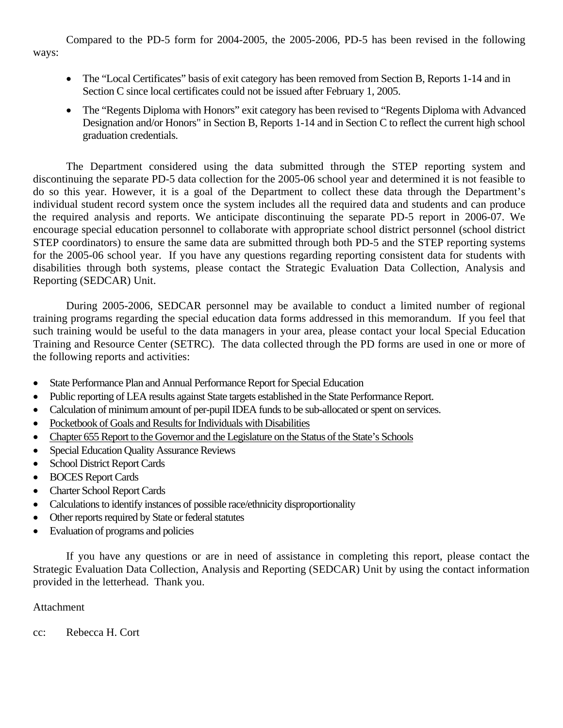Compared to the PD-5 form for 2004-2005, the 2005-2006, PD-5 has been revised in the following ways:

- The "Local Certificates" basis of exit category has been removed from Section B, Reports 1-14 and in Section C since local certificates could not be issued after February 1, 2005.
- The "Regents Diploma with Honors" exit category has been revised to "Regents Diploma with Advanced Designation and/or Honors" in Section B, Reports 1-14 and in Section C to reflect the current high school graduation credentials.

The Department considered using the data submitted through the STEP reporting system and discontinuing the separate PD-5 data collection for the 2005-06 school year and determined it is not feasible to do so this year. However, it is a goal of the Department to collect these data through the Department's individual student record system once the system includes all the required data and students and can produce the required analysis and reports. We anticipate discontinuing the separate PD-5 report in 2006-07. We encourage special education personnel to collaborate with appropriate school district personnel (school district STEP coordinators) to ensure the same data are submitted through both PD-5 and the STEP reporting systems for the 2005-06 school year. If you have any questions regarding reporting consistent data for students with disabilities through both systems, please contact the Strategic Evaluation Data Collection, Analysis and Reporting (SEDCAR) Unit.

During 2005-2006, SEDCAR personnel may be available to conduct a limited number of regional training programs regarding the special education data forms addressed in this memorandum. If you feel that such training would be useful to the data managers in your area, please contact your local Special Education Training and Resource Center (SETRC). The data collected through the PD forms are used in one or more of the following reports and activities:

- State Performance Plan and Annual Performance Report for Special Education
- Public reporting of LEA results against State targets established in the State Performance Report.
- Calculation of minimum amount of per-pupil IDEA funds to be sub-allocated or spent on services.
- Pocketbook of Goals and Results for Individuals with Disabilities
- Chapter 655 Report to the Governor and the Legislature on the Status of the State's Schools
- Special Education Quality Assurance Reviews
- School District Report Cards
- BOCES Report Cards
- Charter School Report Cards
- Calculations to identify instances of possible race/ethnicity disproportionality
- Other reports required by State or federal statutes
- Evaluation of programs and policies

If you have any questions or are in need of assistance in completing this report, please contact the Strategic Evaluation Data Collection, Analysis and Reporting (SEDCAR) Unit by using the contact information provided in the letterhead. Thank you.

Attachment

cc: Rebecca H. Cort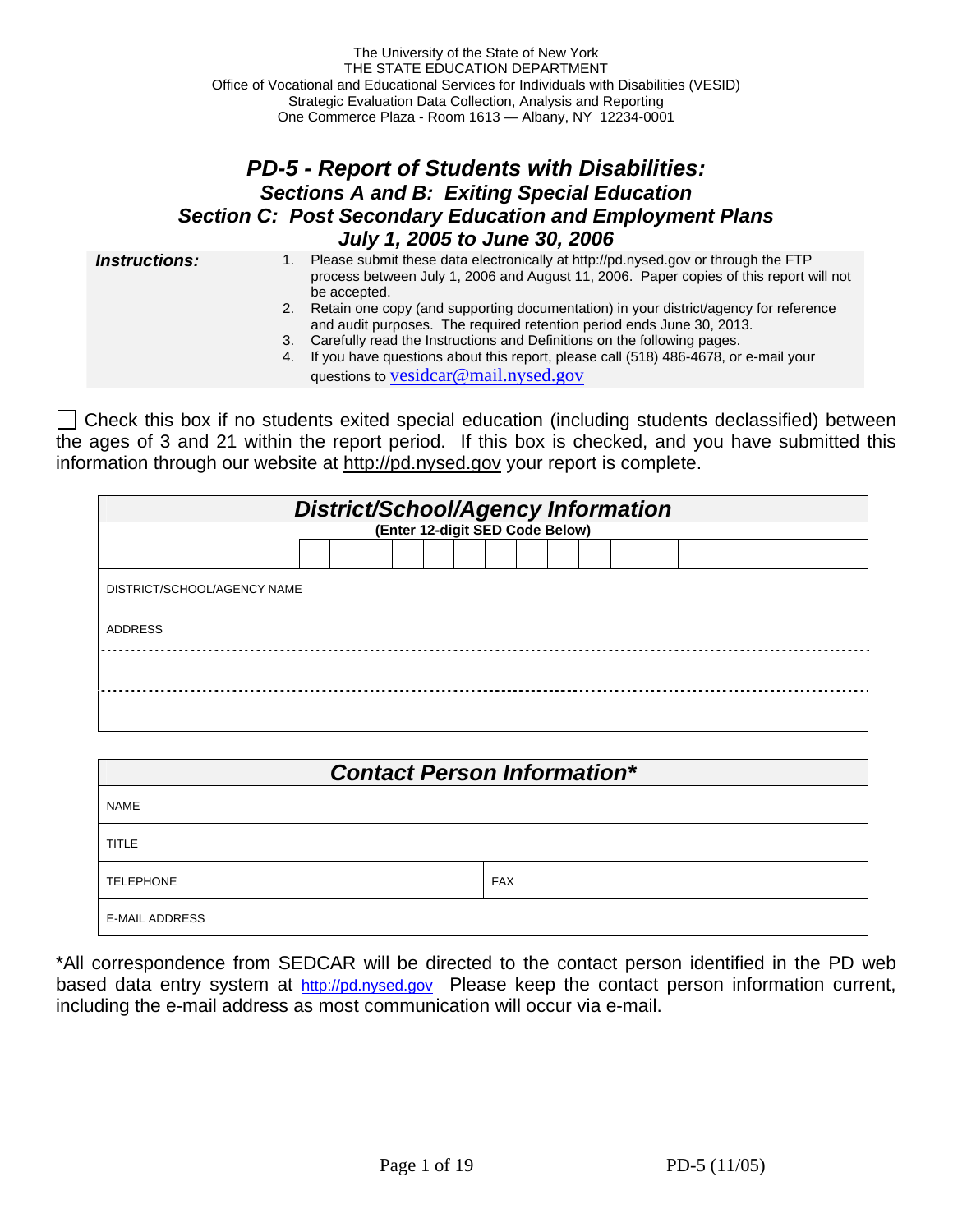The University of the State of New York
THE STATE EDUCATION DEPARTMENT
Office of Vocational and Educational Services for Individuals with Disabilities (VESID)
Strategic Evaluation Data Collection, Analysis and Reporting
One Commerce Plaza - Room 1613 — Albany, NY 12234-0001

# *PD-5 - Report of Students with Disabilities:*
## *Sections A and B: Exiting Special Education*
## *Section C: Post Secondary Education and Employment Plans*
## *July 1, 2005 to June 30, 2006*

***Instructions:***

1. Please submit these data electronically at http://pd.nysed.gov or through the FTP process between July 1, 2006 and August 11, 2006. Paper copies of this report will not be accepted.
2. Retain one copy (and supporting documentation) in your district/agency for reference and audit purposes. The required retention period ends June 30, 2013.
3. Carefully read the Instructions and Definitions on the following pages.
4. If you have questions about this report, please call (518) 486-4678, or e-mail your questions to vesidcar@mail.nysed.gov

☐ Check this box if no students exited special education (including students declassified) between the ages of 3 and 21 within the report period. If this box is checked, and you have submitted this information through our website at http://pd.nysed.gov your report is complete.

| ***District/School/Agency Information*** |
|---|
| **(Enter 12-digit SED Code Below)** |
| ☐☐☐☐☐☐☐☐☐☐☐☐ |
| DISTRICT/SCHOOL/AGENCY NAME |
| ADDRESS |
| |
| |

| ***Contact Person Information**** | |
|---|---|
| NAME | |
| TITLE | |
| TELEPHONE | FAX |
| E-MAIL ADDRESS | |

*All correspondence from SEDCAR will be directed to the contact person identified in the PD web based data entry system at http://pd.nysed.gov Please keep the contact person information current, including the e-mail address as most communication will occur via e-mail.

PD-5 (11/05)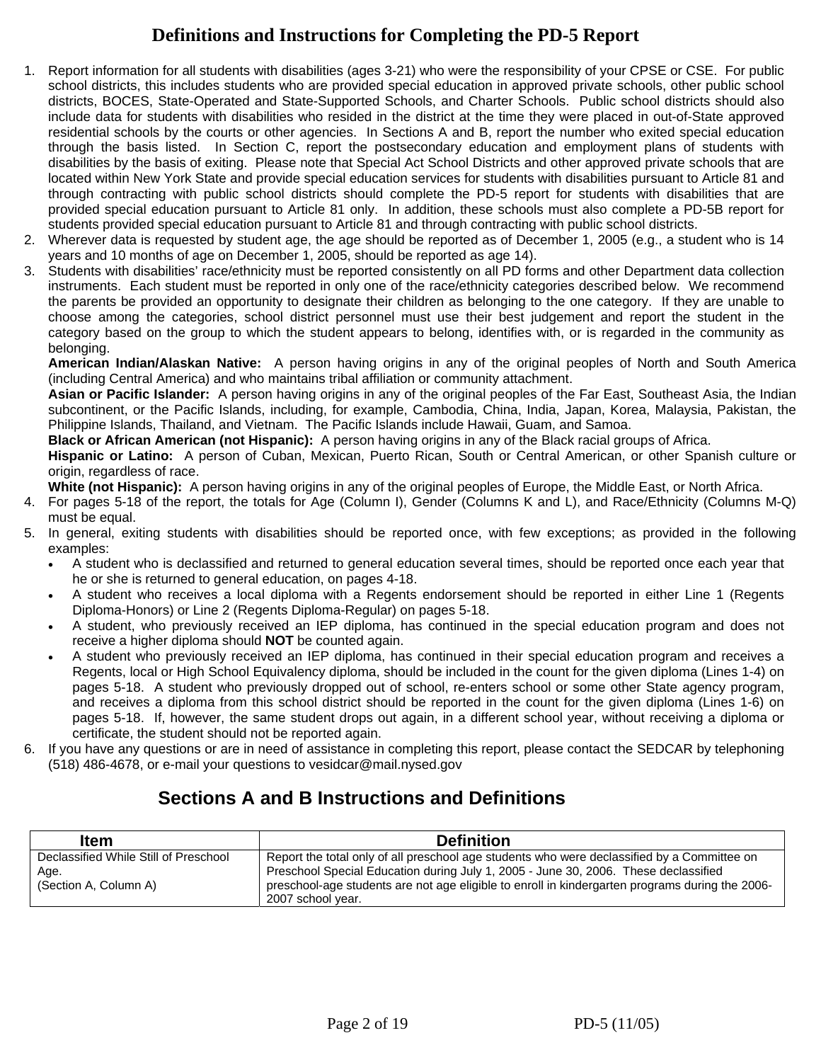# Definitions and Instructions for Completing the PD-5 Report

1. Report information for all students with disabilities (ages 3-21) who were the responsibility of your CPSE or CSE. For public school districts, this includes students who are provided special education in approved private schools, other public school districts, BOCES, State-Operated and State-Supported Schools, and Charter Schools. Public school districts should also include data for students with disabilities who resided in the district at the time they were placed in out-of-State approved residential schools by the courts or other agencies. In Sections A and B, report the number who exited special education through the basis listed. In Section C, report the postsecondary education and employment plans of students with disabilities by the basis of exiting. Please note that Special Act School Districts and other approved private schools that are located within New York State and provide special education services for students with disabilities pursuant to Article 81 and through contracting with public school districts should complete the PD-5 report for students with disabilities that are provided special education pursuant to Article 81 only. In addition, these schools must also complete a PD-5B report for students provided special education pursuant to Article 81 and through contracting with public school districts.
2. Wherever data is requested by student age, the age should be reported as of December 1, 2005 (e.g., a student who is 14 years and 10 months of age on December 1, 2005, should be reported as age 14).
3. Students with disabilities' race/ethnicity must be reported consistently on all PD forms and other Department data collection instruments. Each student must be reported in only one of the race/ethnicity categories described below. We recommend the parents be provided an opportunity to designate their children as belonging to the one category. If they are unable to choose among the categories, school district personnel must use their best judgement and report the student in the category based on the group to which the student appears to belong, identifies with, or is regarded in the community as belonging.
   **American Indian/Alaskan Native:** A person having origins in any of the original peoples of North and South America (including Central America) and who maintains tribal affiliation or community attachment.
   **Asian or Pacific Islander:** A person having origins in any of the original peoples of the Far East, Southeast Asia, the Indian subcontinent, or the Pacific Islands, including, for example, Cambodia, China, India, Japan, Korea, Malaysia, Pakistan, the Philippine Islands, Thailand, and Vietnam. The Pacific Islands include Hawaii, Guam, and Samoa.
   **Black or African American (not Hispanic):** A person having origins in any of the Black racial groups of Africa.
   **Hispanic or Latino:** A person of Cuban, Mexican, Puerto Rican, South or Central American, or other Spanish culture or origin, regardless of race.
   **White (not Hispanic):** A person having origins in any of the original peoples of Europe, the Middle East, or North Africa.
4. For pages 5-18 of the report, the totals for Age (Column I), Gender (Columns K and L), and Race/Ethnicity (Columns M-Q) must be equal.
5. In general, exiting students with disabilities should be reported once, with few exceptions; as provided in the following examples:
   - A student who is declassified and returned to general education several times, should be reported once each year that he or she is returned to general education, on pages 4-18.
   - A student who receives a local diploma with a Regents endorsement should be reported in either Line 1 (Regents Diploma-Honors) or Line 2 (Regents Diploma-Regular) on pages 5-18.
   - A student, who previously received an IEP diploma, has continued in the special education program and does not receive a higher diploma should **NOT** be counted again.
   - A student who previously received an IEP diploma, has continued in their special education program and receives a Regents, local or High School Equivalency diploma, should be included in the count for the given diploma (Lines 1-4) on pages 5-18. A student who previously dropped out of school, re-enters school or some other State agency program, and receives a diploma from this school district should be reported in the count for the given diploma (Lines 1-6) on pages 5-18. If, however, the same student drops out again, in a different school year, without receiving a diploma or certificate, the student should not be reported again.
6. If you have any questions or are in need of assistance in completing this report, please contact the SEDCAR by telephoning (518) 486-4678, or e-mail your questions to vesidcar@mail.nysed.gov

## Sections A and B Instructions and Definitions

| Item | Definition |
|---|---|
| Declassified While Still of Preschool Age. (Section A, Column A) | Report the total only of all preschool age students who were declassified by a Committee on Preschool Special Education during July 1, 2005 - June 30, 2006. These declassified preschool-age students are not age eligible to enroll in kindergarten programs during the 2006-2007 school year. |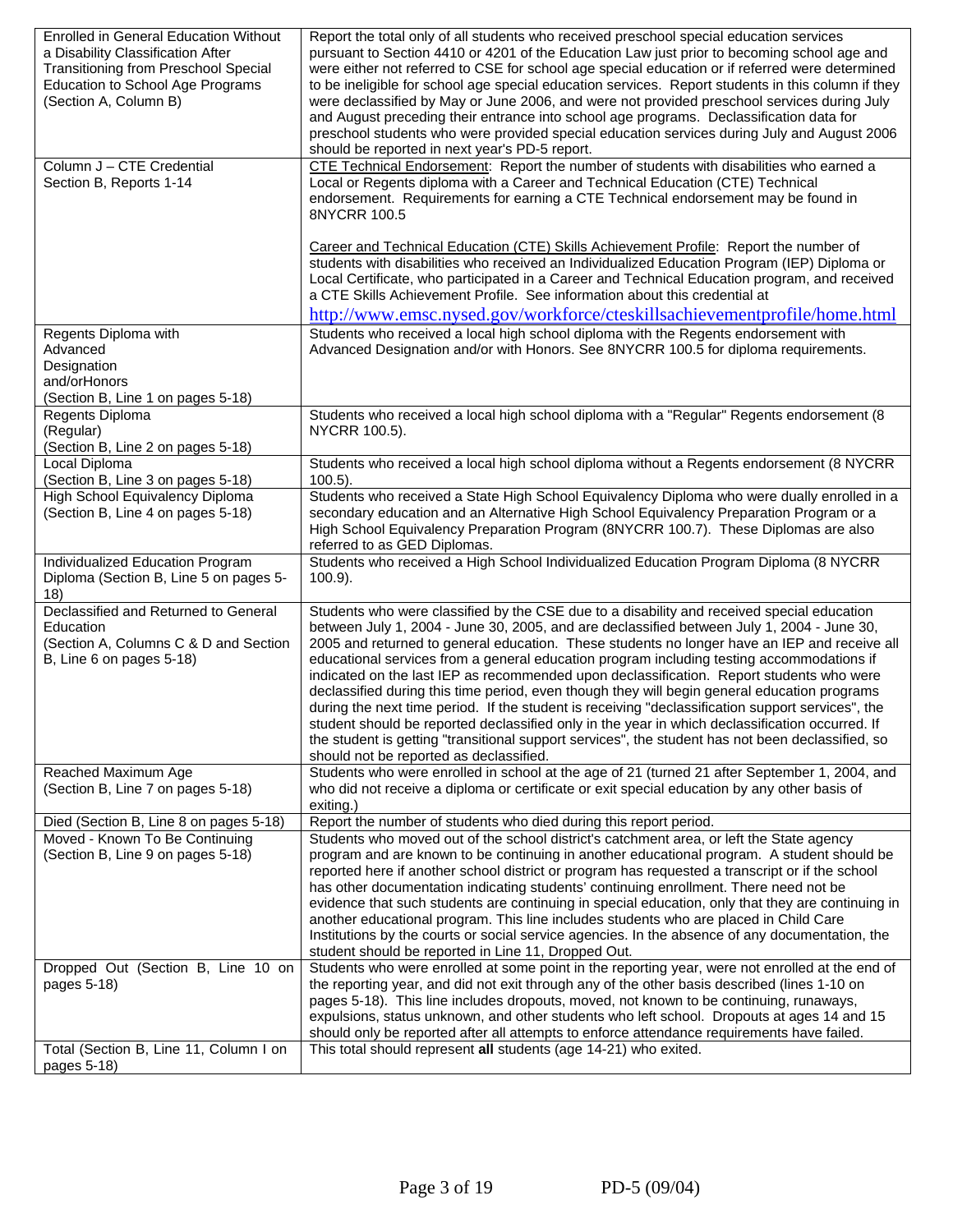| | |
|---|---|
| Enrolled in General Education Without a Disability Classification After Transitioning from Preschool Special Education to School Age Programs (Section A, Column B) | Report the total only of all students who received preschool special education services pursuant to Section 4410 or 4201 of the Education Law just prior to becoming school age and were either not referred to CSE for school age special education or if referred were determined to be ineligible for school age special education services. Report students in this column if they were declassified by May or June 2006, and were not provided preschool services during July and August preceding their entrance into school age programs. Declassification data for preschool students who were provided special education services during July and August 2006 should be reported in next year's PD-5 report. |
| Column J – CTE Credential Section B, Reports 1-14 | CTE Technical Endorsement: Report the number of students with disabilities who earned a Local or Regents diploma with a Career and Technical Education (CTE) Technical endorsement. Requirements for earning a CTE Technical endorsement may be found in 8NYCRR 100.5<br><br>Career and Technical Education (CTE) Skills Achievement Profile: Report the number of students with disabilities who received an Individualized Education Program (IEP) Diploma or Local Certificate, who participated in a Career and Technical Education program, and received a CTE Skills Achievement Profile. See information about this credential at http://www.emsc.nysed.gov/workforce/cteskillsachievementprofile/home.html |
| Regents Diploma with Advanced Designation and/orHonors (Section B, Line 1 on pages 5-18) | Students who received a local high school diploma with the Regents endorsement with Advanced Designation and/or with Honors. See 8NYCRR 100.5 for diploma requirements. |
| Regents Diploma (Regular) (Section B, Line 2 on pages 5-18) | Students who received a local high school diploma with a "Regular" Regents endorsement (8 NYCRR 100.5). |
| Local Diploma (Section B, Line 3 on pages 5-18) | Students who received a local high school diploma without a Regents endorsement (8 NYCRR 100.5). |
| High School Equivalency Diploma (Section B, Line 4 on pages 5-18) | Students who received a State High School Equivalency Diploma who were dually enrolled in a secondary education and an Alternative High School Equivalency Preparation Program or a High School Equivalency Preparation Program (8NYCRR 100.7). These Diplomas are also referred to as GED Diplomas. |
| Individualized Education Program Diploma (Section B, Line 5 on pages 5-18) | Students who received a High School Individualized Education Program Diploma (8 NYCRR 100.9). |
| Declassified and Returned to General Education (Section A, Columns C & D and Section B, Line 6 on pages 5-18) | Students who were classified by the CSE due to a disability and received special education between July 1, 2004 - June 30, 2005, and are declassified between July 1, 2004 - June 30, 2005 and returned to general education. These students no longer have an IEP and receive all educational services from a general education program including testing accommodations if indicated on the last IEP as recommended upon declassification. Report students who were declassified during this time period, even though they will begin general education programs during the next time period. If the student is receiving "declassification support services", the student should be reported declassified only in the year in which declassification occurred. If the student is getting "transitional support services", the student has not been declassified, so should not be reported as declassified. |
| Reached Maximum Age (Section B, Line 7 on pages 5-18) | Students who were enrolled in school at the age of 21 (turned 21 after September 1, 2004, and who did not receive a diploma or certificate or exit special education by any other basis of exiting.) |
| Died (Section B, Line 8 on pages 5-18) | Report the number of students who died during this report period. |
| Moved - Known To Be Continuing (Section B, Line 9 on pages 5-18) | Students who moved out of the school district's catchment area, or left the State agency program and are known to be continuing in another educational program. A student should be reported here if another school district or program has requested a transcript or if the school has other documentation indicating students' continuing enrollment. There need not be evidence that such students are continuing in special education, only that they are continuing in another educational program. This line includes students who are placed in Child Care Institutions by the courts or social service agencies. In the absence of any documentation, the student should be reported in Line 11, Dropped Out. |
| Dropped Out (Section B, Line 10 on pages 5-18) | Students who were enrolled at some point in the reporting year, were not enrolled at the end of the reporting year, and did not exit through any of the other basis described (lines 1-10 on pages 5-18). This line includes dropouts, moved, not known to be continuing, runaways, expulsions, status unknown, and other students who left school. Dropouts at ages 14 and 15 should only be reported after all attempts to enforce attendance requirements have failed. |
| Total (Section B, Line 11, Column I on pages 5-18) | This total should represent **all** students (age 14-21) who exited. |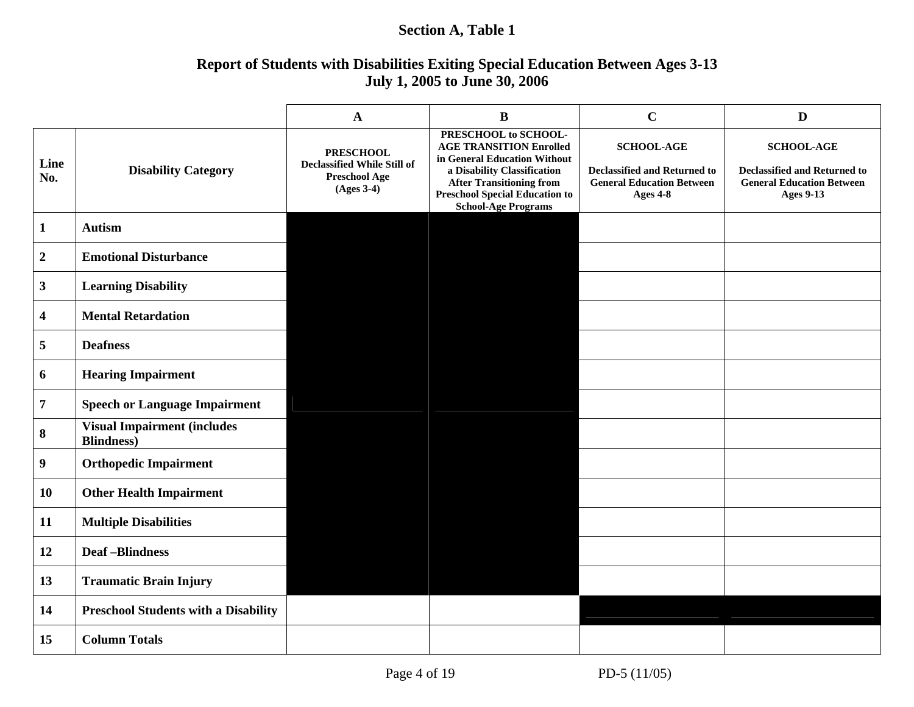**Section A, Table 1**

**Report of Students with Disabilities Exiting Special Education Between Ages 3-13**
**July 1, 2005 to June 30, 2006**

| | | A | B | C | D |
|---|---|---|---|---|---|
| **Line No.** | **Disability Category** | **PRESCHOOL** Declassified While Still of Preschool Age (Ages 3-4) | **PRESCHOOL to SCHOOL-AGE TRANSITION** Enrolled in General Education Without a Disability Classification After Transitioning from Preschool Special Education to School-Age Programs | **SCHOOL-AGE** Declassified and Returned to General Education Between Ages 4-8 | **SCHOOL-AGE** Declassified and Returned to General Education Between Ages 9-13 |
| 1 | Autism | | | | |
| 2 | Emotional Disturbance | | | | |
| 3 | Learning Disability | | | | |
| 4 | Mental Retardation | | | | |
| 5 | Deafness | | | | |
| 6 | Hearing Impairment | | | | |
| 7 | Speech or Language Impairment | | | | |
| 8 | Visual Impairment (includes Blindness) | | | | |
| 9 | Orthopedic Impairment | | | | |
| 10 | Other Health Impairment | | | | |
| 11 | Multiple Disabilities | | | | |
| 12 | Deaf –Blindness | | | | |
| 13 | Traumatic Brain Injury | | | | |
| 14 | Preschool Students with a Disability | | | | |
| 15 | Column Totals | | | | |

PD-5 (11/05)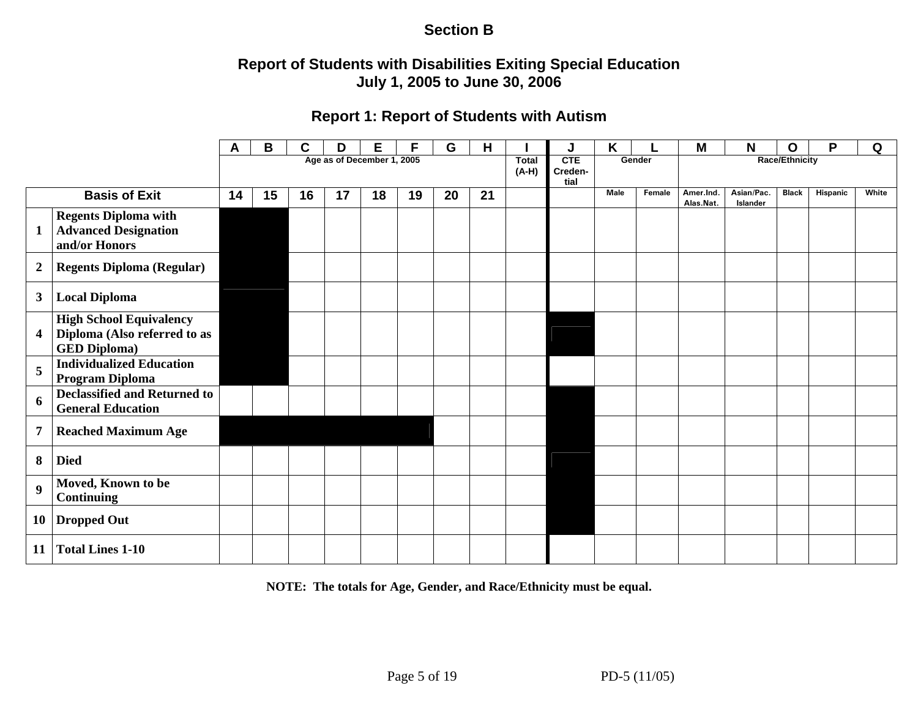**Section B**

## Report of Students with Disabilities Exiting Special Education
## July 1, 2005 to June 30, 2006

### Report 1: Report of Students with Autism

| | | A | B | C | D | E | F | G | H | I | J | K | L | M | N | O | P | Q |
|---|---|---|---|---|---|---|---|---|---|---|---|---|---|---|---|---|---|---|
| | | Age as of December 1, 2005 | | | | | | | | Total (A-H) | CTE Creden-tial | Gender | | Race/Ethnicity | | | | |
| Basis of Exit | | 14 | 15 | 16 | 17 | 18 | 19 | 20 | 21 | | | Male | Female | Amer.Ind. Alas.Nat. | Asian/Pac. Islander | Black | Hispanic | White |
| 1 | Regents Diploma with Advanced Designation and/or Honors | | | | | | | | | | | | | | | | | |
| 2 | Regents Diploma (Regular) | | | | | | | | | | | | | | | | | |
| 3 | Local Diploma | | | | | | | | | | | | | | | | | |
| 4 | High School Equivalency Diploma (Also referred to as GED Diploma) | | | | | | | | | | | | | | | | | |
| 5 | Individualized Education Program Diploma | | | | | | | | | | | | | | | | | |
| 6 | Declassified and Returned to General Education | | | | | | | | | | | | | | | | | |
| 7 | Reached Maximum Age | | | | | | | | | | | | | | | | | |
| 8 | Died | | | | | | | | | | | | | | | | | |
| 9 | Moved, Known to be Continuing | | | | | | | | | | | | | | | | | |
| 10 | Dropped Out | | | | | | | | | | | | | | | | | |
| 11 | Total Lines 1-10 | | | | | | | | | | | | | | | | | |

**NOTE: The totals for Age, Gender, and Race/Ethnicity must be equal.**

PD-5 (11/05)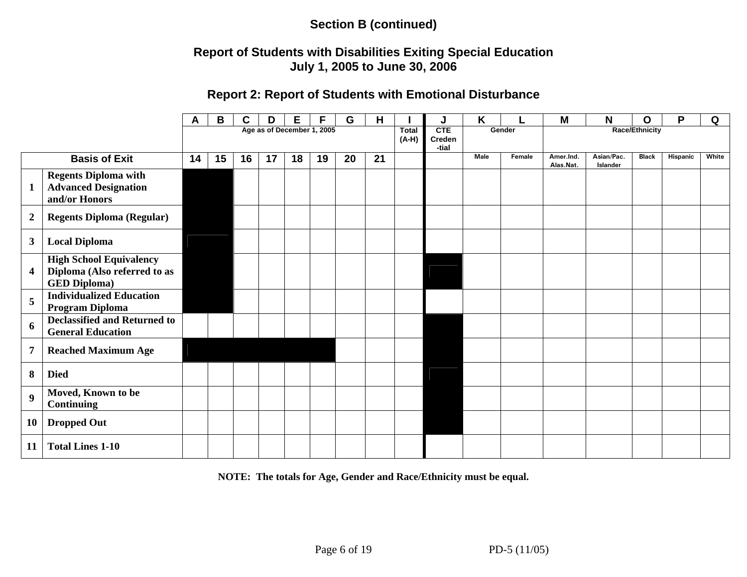**Section B (continued)**

**Report of Students with Disabilities Exiting Special Education**
**July 1, 2005 to June 30, 2006**

## Report 2: Report of Students with Emotional Disturbance

| | | A | B | C | D | E | F | G | H | I | J | K | L | M | N | O | P | Q |
|---|---|---|---|---|---|---|---|---|---|---|---|---|---|---|---|---|---|---|
| | | Age as of December 1, 2005 | | | | | | | | Total (A-H) | CTE Creden-tial | Gender | | Race/Ethnicity | | | | |
| Basis of Exit | | 14 | 15 | 16 | 17 | 18 | 19 | 20 | 21 | | | Male | Female | Amer.Ind. Alas.Nat. | Asian/Pac. Islander | Black | Hispanic | White |
| 1 | Regents Diploma with Advanced Designation and/or Honors | | | | | | | | | | | | | | | | | |
| 2 | Regents Diploma (Regular) | | | | | | | | | | | | | | | | | |
| 3 | Local Diploma | | | | | | | | | | | | | | | | | |
| 4 | High School Equivalency Diploma (Also referred to as GED Diploma) | | | | | | | | | | | | | | | | | |
| 5 | Individualized Education Program Diploma | | | | | | | | | | | | | | | | | |
| 6 | Declassified and Returned to General Education | | | | | | | | | | | | | | | | | |
| 7 | Reached Maximum Age | | | | | | | | | | | | | | | | | |
| 8 | Died | | | | | | | | | | | | | | | | | |
| 9 | Moved, Known to be Continuing | | | | | | | | | | | | | | | | | |
| 10 | Dropped Out | | | | | | | | | | | | | | | | | |
| 11 | Total Lines 1-10 | | | | | | | | | | | | | | | | | |

**NOTE: The totals for Age, Gender and Race/Ethnicity must be equal.**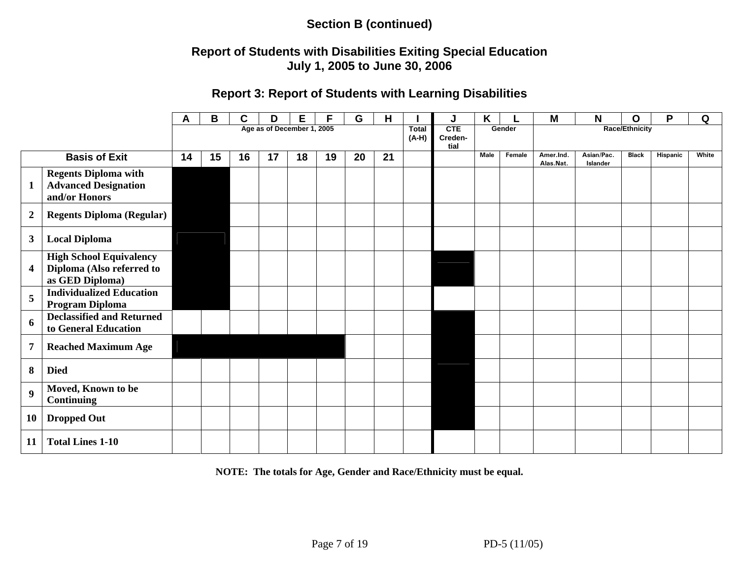**Section B (continued)**

## Report of Students with Disabilities Exiting Special Education
## July 1, 2005 to June 30, 2006

### Report 3: Report of Students with Learning Disabilities

| | | A | B | C | D | E | F | G | H | I | J | K | L | M | N | O | P | Q |
|---|---|---|---|---|---|---|---|---|---|---|---|---|---|---|---|---|---|---|
| | | Age as of December 1, 2005 | | | | | | | | Total (A-H) | CTE Creden-tial | Gender | | Race/Ethnicity | | | | |
| Basis of Exit | | 14 | 15 | 16 | 17 | 18 | 19 | 20 | 21 | | | Male | Female | Amer.Ind. Alas.Nat. | Asian/Pac. Islander | Black | Hispanic | White |
| 1 | Regents Diploma with Advanced Designation and/or Honors | | | | | | | | | | | | | | | | | |
| 2 | Regents Diploma (Regular) | | | | | | | | | | | | | | | | | |
| 3 | Local Diploma | | | | | | | | | | | | | | | | | |
| 4 | High School Equivalency Diploma (Also referred to as GED Diploma) | | | | | | | | | | | | | | | | | |
| 5 | Individualized Education Program Diploma | | | | | | | | | | | | | | | | | |
| 6 | Declassified and Returned to General Education | | | | | | | | | | | | | | | | | |
| 7 | Reached Maximum Age | | | | | | | | | | | | | | | | | |
| 8 | Died | | | | | | | | | | | | | | | | | |
| 9 | Moved, Known to be Continuing | | | | | | | | | | | | | | | | | |
| 10 | Dropped Out | | | | | | | | | | | | | | | | | |
| 11 | Total Lines 1-10 | | | | | | | | | | | | | | | | | |

**NOTE: The totals for Age, Gender and Race/Ethnicity must be equal.**

PD-5 (11/05)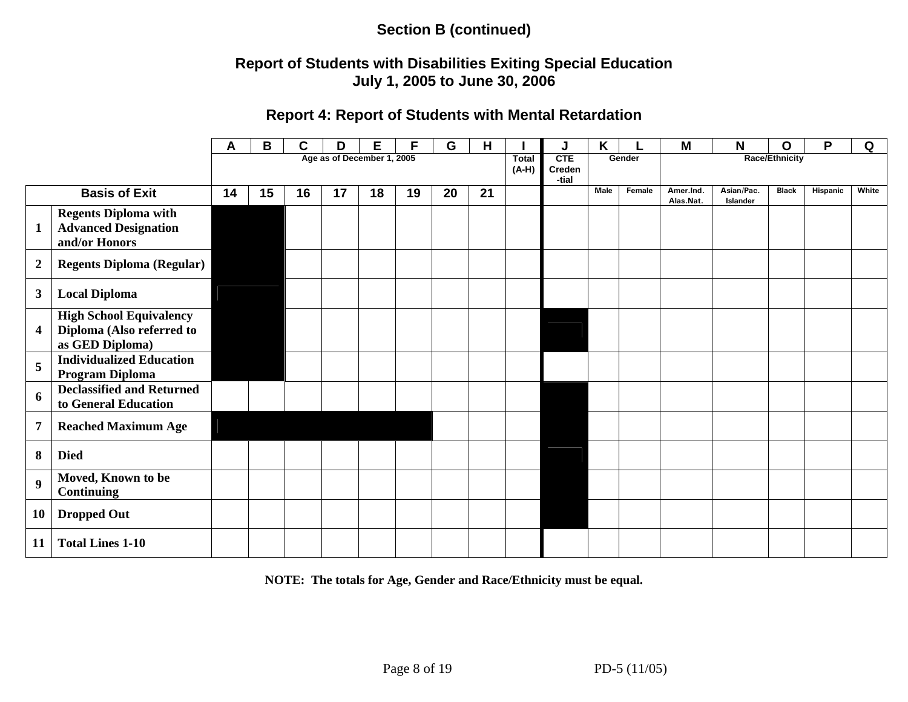**Section B (continued)**

## Report of Students with Disabilities Exiting Special Education
## July 1, 2005 to June 30, 2006

### Report 4: Report of Students with Mental Retardation

| | | A | B | C | D | E | F | G | H | I | J | K | L | M | N | O | P | Q |
|---|---|---|---|---|---|---|---|---|---|---|---|---|---|---|---|---|---|---|
| | | Age as of December 1, 2005 | | | | | | | | Total (A-H) | CTE Creden -tial | Gender | | Race/Ethnicity | | | | |
| Basis of Exit | | 14 | 15 | 16 | 17 | 18 | 19 | 20 | 21 | | | Male | Female | Amer.Ind. Alas.Nat. | Asian/Pac. Islander | Black | Hispanic | White |
| 1 | Regents Diploma with Advanced Designation and/or Honors | | | | | | | | | | | | | | | | | |
| 2 | Regents Diploma (Regular) | | | | | | | | | | | | | | | | | |
| 3 | Local Diploma | | | | | | | | | | | | | | | | | |
| 4 | High School Equivalency Diploma (Also referred to as GED Diploma) | | | | | | | | | | | | | | | | | |
| 5 | Individualized Education Program Diploma | | | | | | | | | | | | | | | | | |
| 6 | Declassified and Returned to General Education | | | | | | | | | | | | | | | | | |
| 7 | Reached Maximum Age | | | | | | | | | | | | | | | | | |
| 8 | Died | | | | | | | | | | | | | | | | | |
| 9 | Moved, Known to be Continuing | | | | | | | | | | | | | | | | | |
| 10 | Dropped Out | | | | | | | | | | | | | | | | | |
| 11 | Total Lines 1-10 | | | | | | | | | | | | | | | | | |

**NOTE: The totals for Age, Gender and Race/Ethnicity must be equal.**

PD-5 (11/05)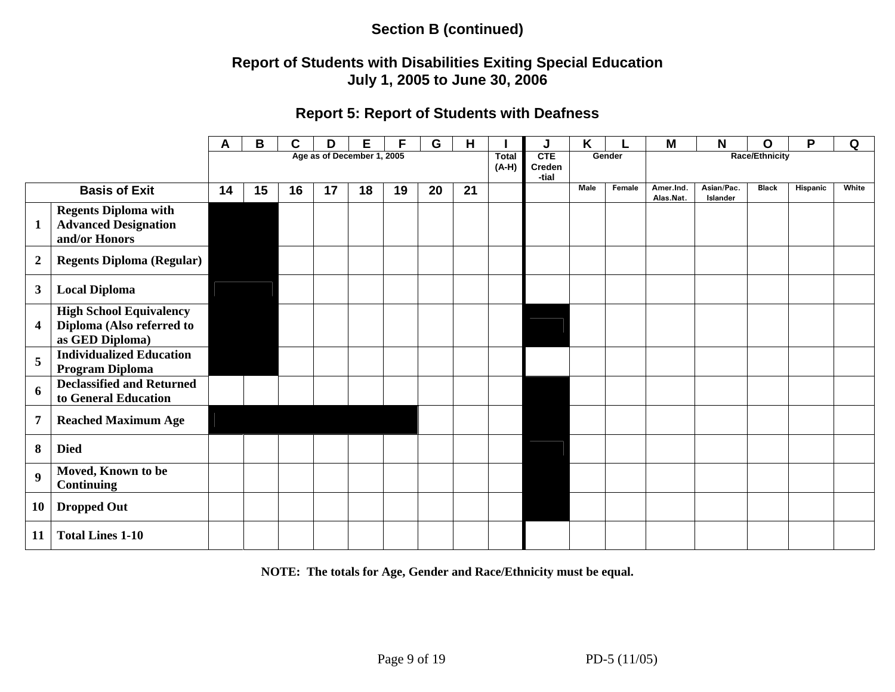**Section B (continued)**

## Report of Students with Disabilities Exiting Special Education
## July 1, 2005 to June 30, 2006

### Report 5: Report of Students with Deafness

| | | A | B | C | D | E | F | G | H | I | J | K | L | M | N | O | P | Q |
|---|---|---|---|---|---|---|---|---|---|---|---|---|---|---|---|---|---|---|
| | | Age as of December 1, 2005 | | | | | | | | Total (A-H) | CTE Creden-tial | Gender | | Race/Ethnicity | | | | |
| Basis of Exit | | 14 | 15 | 16 | 17 | 18 | 19 | 20 | 21 | | | Male | Female | Amer.Ind. Alas.Nat. | Asian/Pac. Islander | Black | Hispanic | White |
| 1 | Regents Diploma with Advanced Designation and/or Honors | | | | | | | | | | | | | | | | | |
| 2 | Regents Diploma (Regular) | | | | | | | | | | | | | | | | | |
| 3 | Local Diploma | | | | | | | | | | | | | | | | | |
| 4 | High School Equivalency Diploma (Also referred to as GED Diploma) | | | | | | | | | | | | | | | | | |
| 5 | Individualized Education Program Diploma | | | | | | | | | | | | | | | | | |
| 6 | Declassified and Returned to General Education | | | | | | | | | | | | | | | | | |
| 7 | Reached Maximum Age | | | | | | | | | | | | | | | | | |
| 8 | Died | | | | | | | | | | | | | | | | | |
| 9 | Moved, Known to be Continuing | | | | | | | | | | | | | | | | | |
| 10 | Dropped Out | | | | | | | | | | | | | | | | | |
| 11 | Total Lines 1-10 | | | | | | | | | | | | | | | | | |

**NOTE: The totals for Age, Gender and Race/Ethnicity must be equal.**

PD-5 (11/05)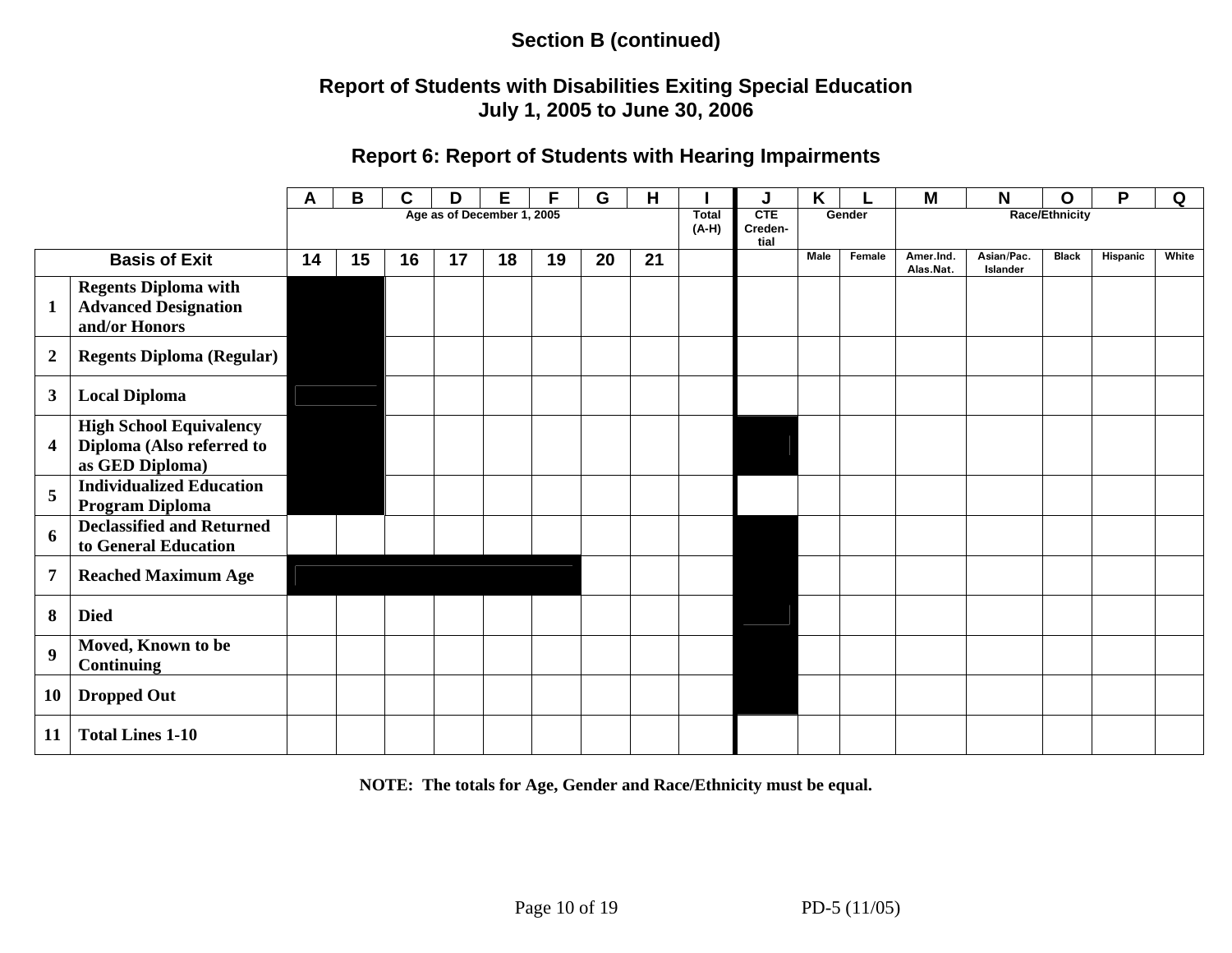**Section B (continued)**

## Report of Students with Disabilities Exiting Special Education
## July 1, 2005 to June 30, 2006

### Report 6: Report of Students with Hearing Impairments

| | | A | B | C | D | E | F | G | H | I | J | K | L | M | N | O | P | Q |
|---|---|---|---|---|---|---|---|---|---|---|---|---|---|---|---|---|---|---|
| | | Age as of December 1, 2005 | | | | | | | | Total (A-H) | CTE Creden-tial | Gender | | Race/Ethnicity | | | | |
| **Basis of Exit** | | 14 | 15 | 16 | 17 | 18 | 19 | 20 | 21 | | | Male | Female | Amer.Ind. Alas.Nat. | Asian/Pac. Islander | Black | Hispanic | White |
| **1** | **Regents Diploma with Advanced Designation and/or Honors** | | | | | | | | | | | | | | | | | |
| **2** | **Regents Diploma (Regular)** | | | | | | | | | | | | | | | | | |
| **3** | **Local Diploma** | | | | | | | | | | | | | | | | | |
| **4** | **High School Equivalency Diploma (Also referred to as GED Diploma)** | | | | | | | | | | | | | | | | | |
| **5** | **Individualized Education Program Diploma** | | | | | | | | | | | | | | | | | |
| **6** | **Declassified and Returned to General Education** | | | | | | | | | | | | | | | | | |
| **7** | **Reached Maximum Age** | | | | | | | | | | | | | | | | | |
| **8** | **Died** | | | | | | | | | | | | | | | | | |
| **9** | **Moved, Known to be Continuing** | | | | | | | | | | | | | | | | | |
| **10** | **Dropped Out** | | | | | | | | | | | | | | | | | |
| **11** | **Total Lines 1-10** | | | | | | | | | | | | | | | | | |

**NOTE: The totals for Age, Gender and Race/Ethnicity must be equal.**

PD-5 (11/05)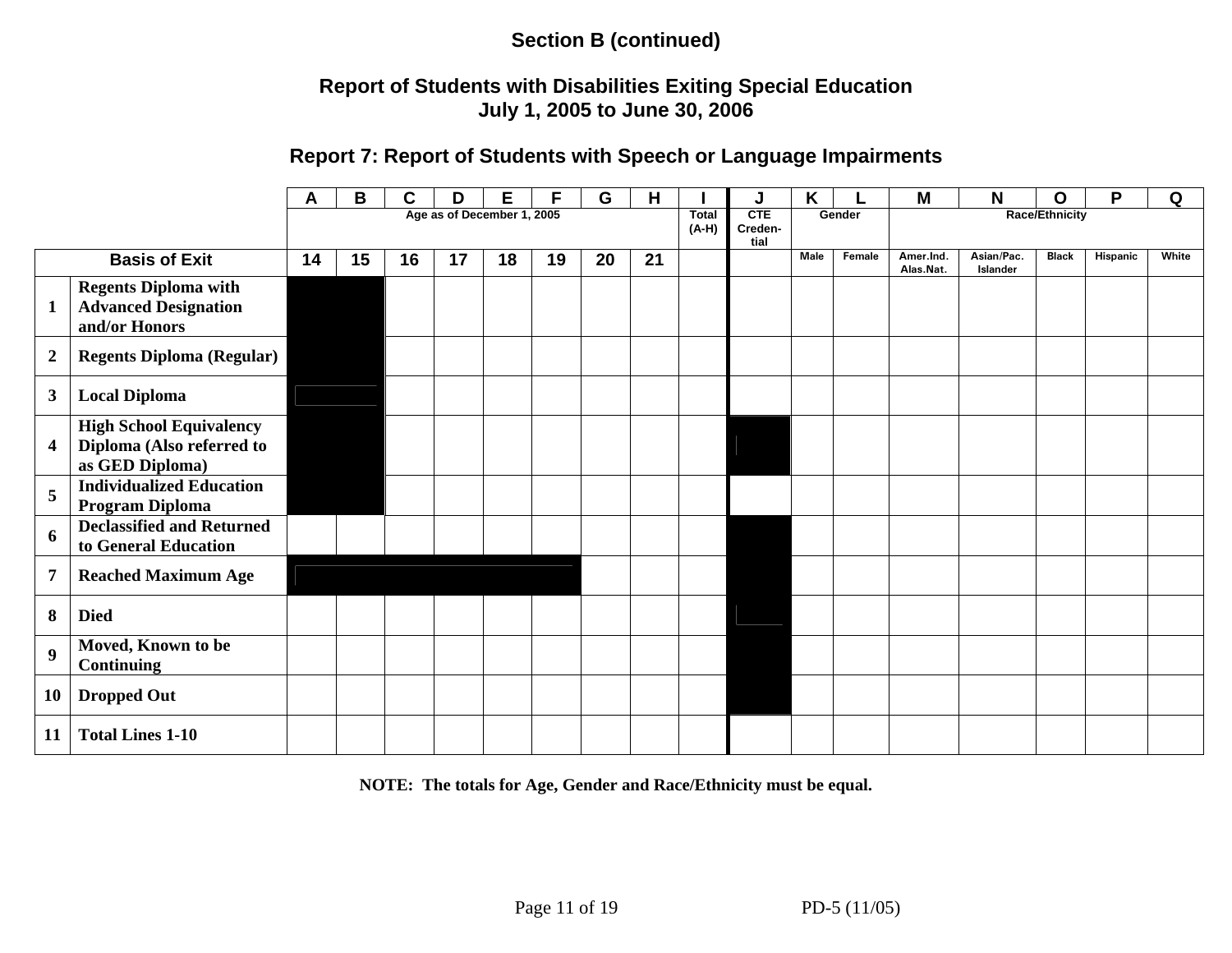**Section B (continued)**

## Report of Students with Disabilities Exiting Special Education
## July 1, 2005 to June 30, 2006

### Report 7: Report of Students with Speech or Language Impairments

| | | A | B | C | D | E | F | G | H | I | J | K | L | M | N | O | P | Q |
|---|---|---|---|---|---|---|---|---|---|---|---|---|---|---|---|---|---|---|
| | | Age as of December 1, 2005 | | | | | | | | Total (A-H) | CTE Creden-tial | Gender | | Race/Ethnicity | | | | |
| **Basis of Exit** | | 14 | 15 | 16 | 17 | 18 | 19 | 20 | 21 | | | Male | Female | Amer.Ind. Alas.Nat. | Asian/Pac. Islander | Black | Hispanic | White |
| 1 | Regents Diploma with Advanced Designation and/or Honors | | | | | | | | | | | | | | | | | |
| 2 | Regents Diploma (Regular) | | | | | | | | | | | | | | | | | |
| 3 | Local Diploma | | | | | | | | | | | | | | | | | |
| 4 | High School Equivalency Diploma (Also referred to as GED Diploma) | | | | | | | | | | | | | | | | | |
| 5 | Individualized Education Program Diploma | | | | | | | | | | | | | | | | | |
| 6 | Declassified and Returned to General Education | | | | | | | | | | | | | | | | | |
| 7 | Reached Maximum Age | | | | | | | | | | | | | | | | | |
| 8 | Died | | | | | | | | | | | | | | | | | |
| 9 | Moved, Known to be Continuing | | | | | | | | | | | | | | | | | |
| 10 | Dropped Out | | | | | | | | | | | | | | | | | |
| 11 | Total Lines 1-10 | | | | | | | | | | | | | | | | | |

**NOTE: The totals for Age, Gender and Race/Ethnicity must be equal.**

PD-5 (11/05)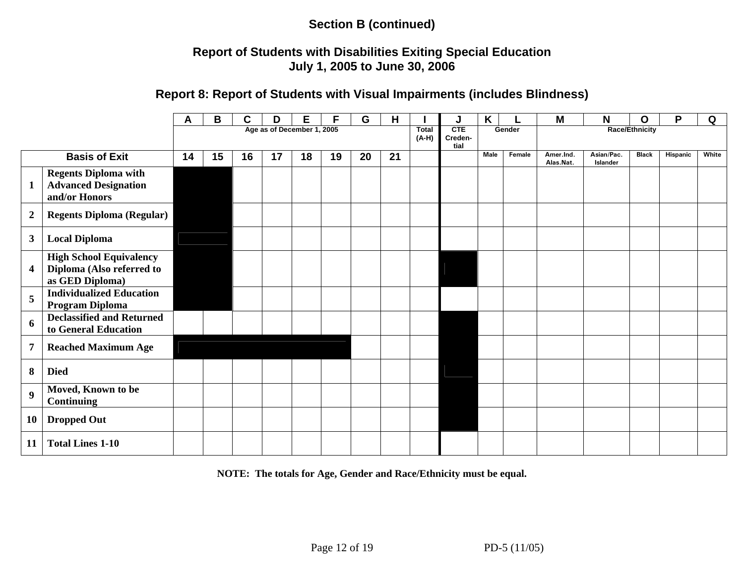**Section B (continued)**

## Report of Students with Disabilities Exiting Special Education
## July 1, 2005 to June 30, 2006

### Report 8: Report of Students with Visual Impairments (includes Blindness)

| | | A | B | C | D | E | F | G | H | I | J | K | L | M | N | O | P | Q |
|---|---|---|---|---|---|---|---|---|---|---|---|---|---|---|---|---|---|---|
| | | Age as of December 1, 2005 | | | | | | | | Total (A-H) | CTE Creden-tial | Gender | | Race/Ethnicity | | | | |
| **Basis of Exit** | | 14 | 15 | 16 | 17 | 18 | 19 | 20 | 21 | | | Male | Female | Amer.Ind. Alas.Nat. | Asian/Pac. Islander | Black | Hispanic | White |
| 1 | Regents Diploma with Advanced Designation and/or Honors | | | | | | | | | | | | | | | | | |
| 2 | Regents Diploma (Regular) | | | | | | | | | | | | | | | | | |
| 3 | Local Diploma | | | | | | | | | | | | | | | | | |
| 4 | High School Equivalency Diploma (Also referred to as GED Diploma) | | | | | | | | | | | | | | | | | |
| 5 | Individualized Education Program Diploma | | | | | | | | | | | | | | | | | |
| 6 | Declassified and Returned to General Education | | | | | | | | | | | | | | | | | |
| 7 | Reached Maximum Age | | | | | | | | | | | | | | | | | |
| 8 | Died | | | | | | | | | | | | | | | | | |
| 9 | Moved, Known to be Continuing | | | | | | | | | | | | | | | | | |
| 10 | Dropped Out | | | | | | | | | | | | | | | | | |
| 11 | Total Lines 1-10 | | | | | | | | | | | | | | | | | |

**NOTE: The totals for Age, Gender and Race/Ethnicity must be equal.**

PD-5 (11/05)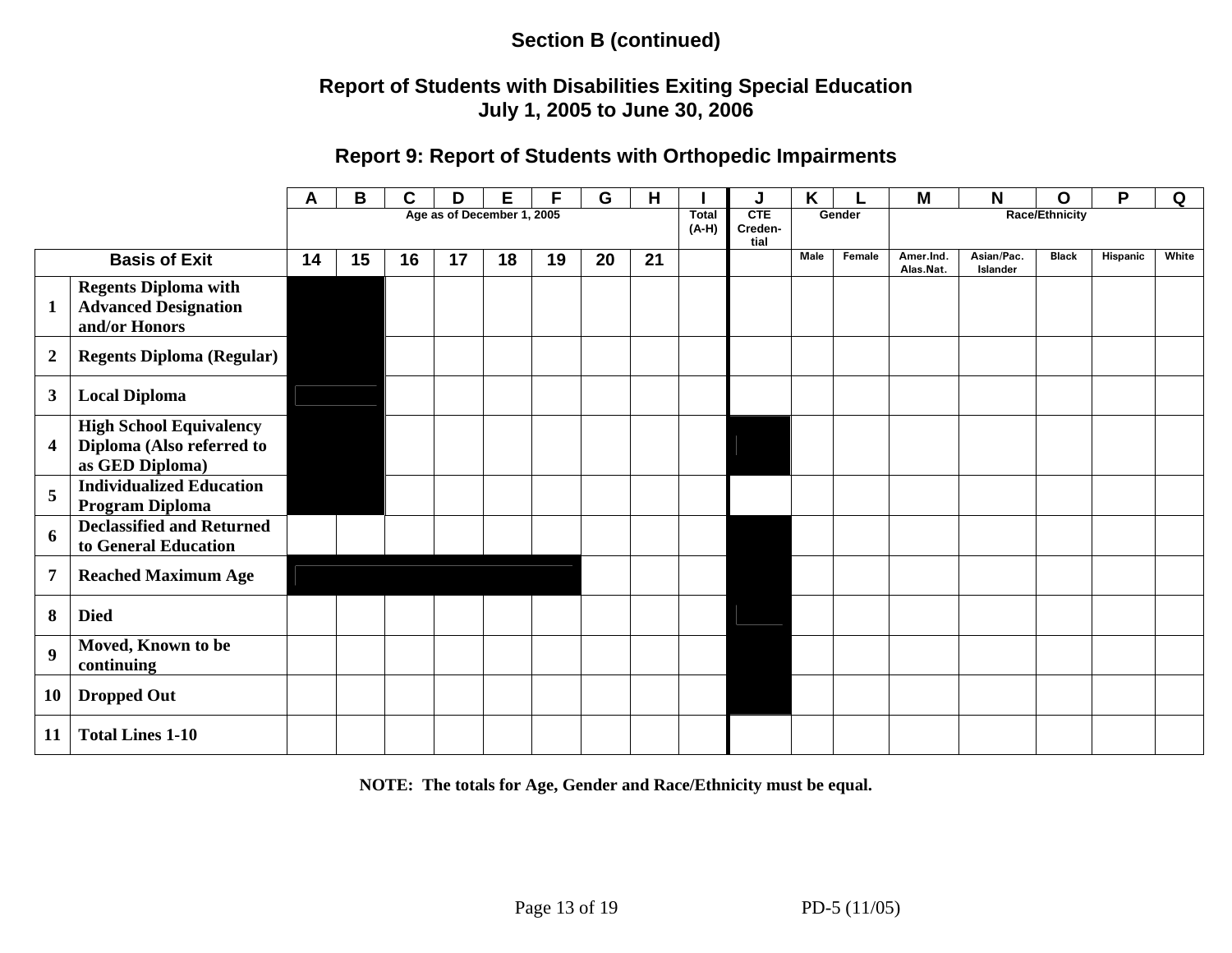**Section B (continued)**

## Report of Students with Disabilities Exiting Special Education
## July 1, 2005 to June 30, 2006

### Report 9: Report of Students with Orthopedic Impairments

| | | A | B | C | D | E | F | G | H | I | J | K | L | M | N | O | P | Q |
|---|---|---|---|---|---|---|---|---|---|---|---|---|---|---|---|---|---|---|
| | | Age as of December 1, 2005 | | | | | | | | Total (A-H) | CTE Creden-tial | Gender | | Race/Ethnicity | | | | |
| **Basis of Exit** | | 14 | 15 | 16 | 17 | 18 | 19 | 20 | 21 | | | Male | Female | Amer.Ind. Alas.Nat. | Asian/Pac. Islander | Black | Hispanic | White |
| 1 | **Regents Diploma with Advanced Designation and/or Honors** | | | | | | | | | | | | | | | | | |
| 2 | **Regents Diploma (Regular)** | | | | | | | | | | | | | | | | | |
| 3 | **Local Diploma** | | | | | | | | | | | | | | | | | |
| 4 | **High School Equivalency Diploma (Also referred to as GED Diploma)** | | | | | | | | | | | | | | | | | |
| 5 | **Individualized Education Program Diploma** | | | | | | | | | | | | | | | | | |
| 6 | **Declassified and Returned to General Education** | | | | | | | | | | | | | | | | | |
| 7 | **Reached Maximum Age** | | | | | | | | | | | | | | | | | |
| 8 | **Died** | | | | | | | | | | | | | | | | | |
| 9 | **Moved, Known to be continuing** | | | | | | | | | | | | | | | | | |
| 10 | **Dropped Out** | | | | | | | | | | | | | | | | | |
| 11 | **Total Lines 1-10** | | | | | | | | | | | | | | | | | |

**NOTE: The totals for Age, Gender and Race/Ethnicity must be equal.**

PD-5 (11/05)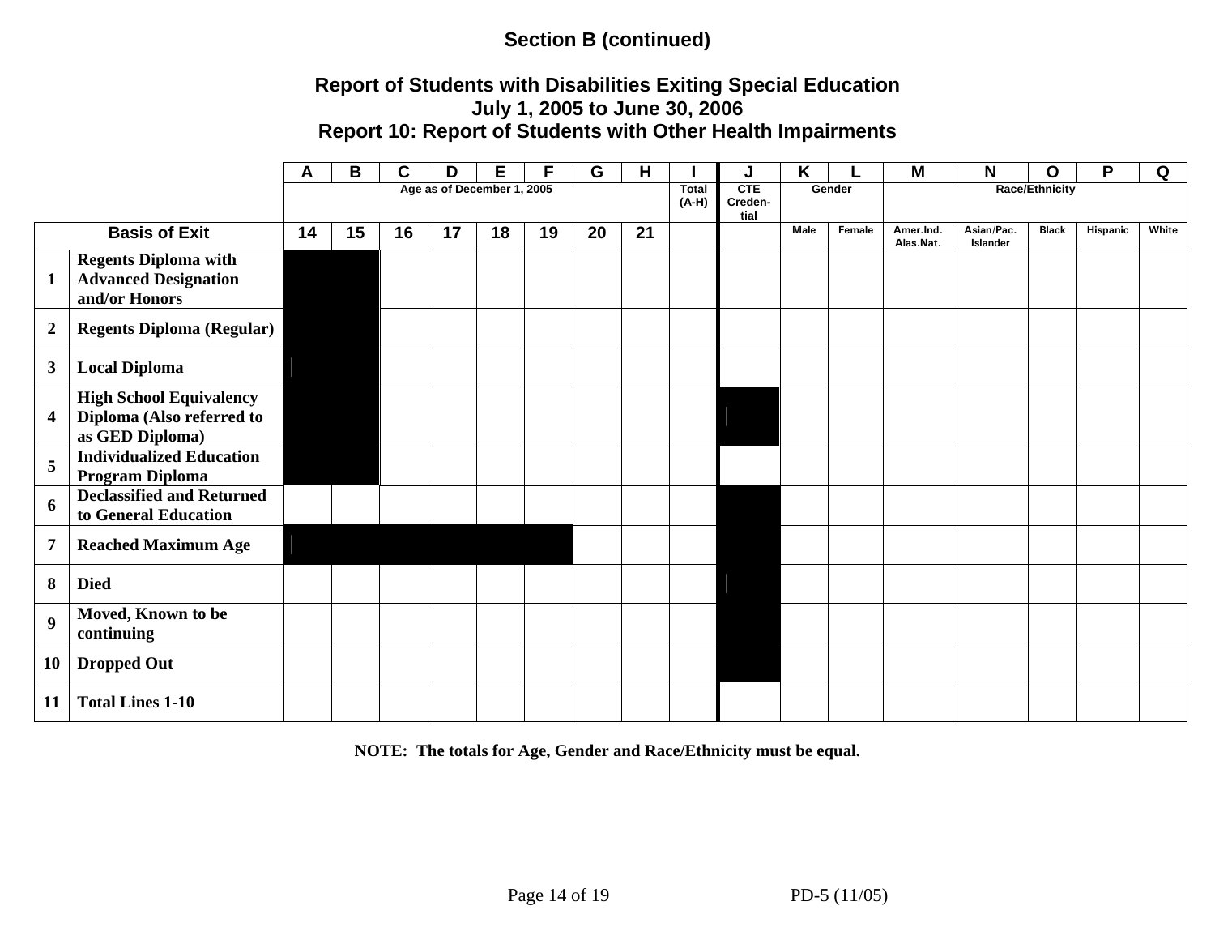**Section B (continued)**

**Report of Students with Disabilities Exiting Special Education**
**July 1, 2005 to June 30, 2006**
**Report 10: Report of Students with Other Health Impairments**

| | | A | B | C | D | E | F | G | H | I | J | K | L | M | N | O | P | Q |
|---|---|---|---|---|---|---|---|---|---|---|---|---|---|---|---|---|---|---|
| | | Age as of December 1, 2005 | | | | | | | | Total (A-H) | CTE Creden-tial | Gender | | Race/Ethnicity | | | | |
| Basis of Exit | | 14 | 15 | 16 | 17 | 18 | 19 | 20 | 21 | | | Male | Female | Amer.Ind. Alas.Nat. | Asian/Pac. Islander | Black | Hispanic | White |
| 1 | Regents Diploma with Advanced Designation and/or Honors | | | | | | | | | | | | | | | | | |
| 2 | Regents Diploma (Regular) | | | | | | | | | | | | | | | | | |
| 3 | Local Diploma | | | | | | | | | | | | | | | | | |
| 4 | High School Equivalency Diploma (Also referred to as GED Diploma) | | | | | | | | | | | | | | | | | |
| 5 | Individualized Education Program Diploma | | | | | | | | | | | | | | | | | |
| 6 | Declassified and Returned to General Education | | | | | | | | | | | | | | | | | |
| 7 | Reached Maximum Age | | | | | | | | | | | | | | | | | |
| 8 | Died | | | | | | | | | | | | | | | | | |
| 9 | Moved, Known to be continuing | | | | | | | | | | | | | | | | | |
| 10 | Dropped Out | | | | | | | | | | | | | | | | | |
| 11 | Total Lines 1-10 | | | | | | | | | | | | | | | | | |

**NOTE: The totals for Age, Gender and Race/Ethnicity must be equal.**

PD-5 (11/05)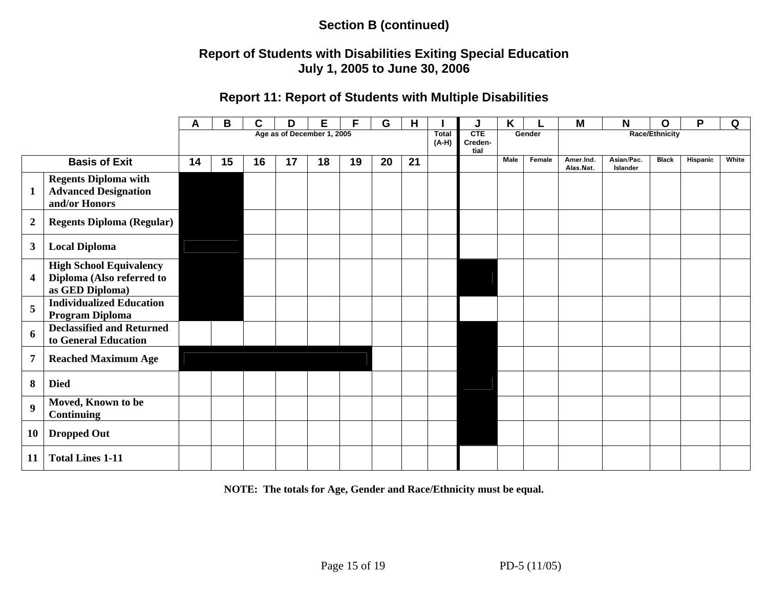## Section B (continued)

## Report of Students with Disabilities Exiting Special Education
## July 1, 2005 to June 30, 2006

### Report 11: Report of Students with Multiple Disabilities

| | | A | B | C | D | E | F | G | H | I | J | K | L | M | N | O | P | Q |
|---|---|---|---|---|---|---|---|---|---|---|---|---|---|---|---|---|---|---|
| | | Age as of December 1, 2005 | | | | | | | | Total (A-H) | CTE Creden-tial | Gender | | Race/Ethnicity | | | | |
| **Basis of Exit** | | 14 | 15 | 16 | 17 | 18 | 19 | 20 | 21 | | | Male | Female | Amer.Ind. Alas.Nat. | Asian/Pac. Islander | Black | Hispanic | White |
| 1 | Regents Diploma with Advanced Designation and/or Honors | | | | | | | | | | | | | | | | | |
| 2 | Regents Diploma (Regular) | | | | | | | | | | | | | | | | | |
| 3 | Local Diploma | | | | | | | | | | | | | | | | | |
| 4 | High School Equivalency Diploma (Also referred to as GED Diploma) | | | | | | | | | | | | | | | | | |
| 5 | Individualized Education Program Diploma | | | | | | | | | | | | | | | | | |
| 6 | Declassified and Returned to General Education | | | | | | | | | | | | | | | | | |
| 7 | Reached Maximum Age | | | | | | | | | | | | | | | | | |
| 8 | Died | | | | | | | | | | | | | | | | | |
| 9 | Moved, Known to be Continuing | | | | | | | | | | | | | | | | | |
| 10 | Dropped Out | | | | | | | | | | | | | | | | | |
| 11 | Total Lines 1-11 | | | | | | | | | | | | | | | | | |

**NOTE: The totals for Age, Gender and Race/Ethnicity must be equal.**

PD-5 (11/05)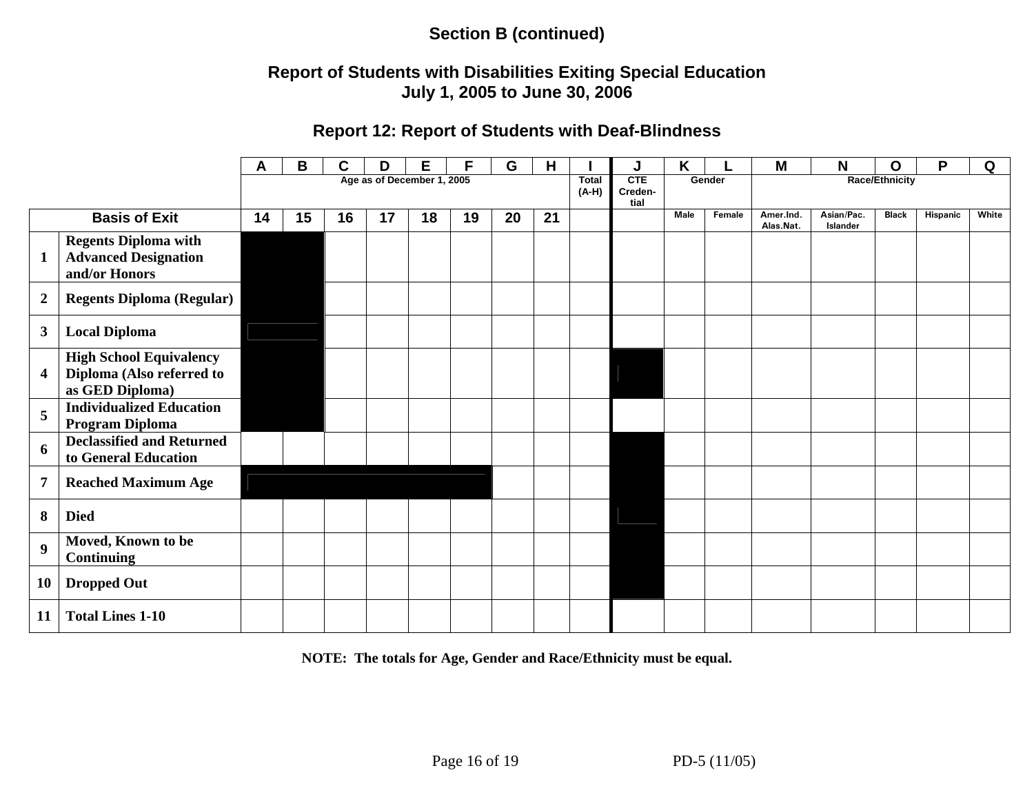**Section B (continued)**

## Report of Students with Disabilities Exiting Special Education
## July 1, 2005 to June 30, 2006

### Report 12: Report of Students with Deaf-Blindness

| | | A | B | C | D | E | F | G | H | I | J | K | L | M | N | O | P | Q |
|---|---|---|---|---|---|---|---|---|---|---|---|---|---|---|---|---|---|---|
| | | Age as of December 1, 2005 | | | | | | | | Total (A-H) | CTE Creden-tial | Gender | | Race/Ethnicity | | | | |
| **Basis of Exit** | | **14** | **15** | **16** | **17** | **18** | **19** | **20** | **21** | | | Male | Female | Amer.Ind. Alas.Nat. | Asian/Pac. Islander | Black | Hispanic | White |
| **1** | **Regents Diploma with Advanced Designation and/or Honors** | | | | | | | | | | | | | | | | | |
| **2** | **Regents Diploma (Regular)** | | | | | | | | | | | | | | | | | |
| **3** | **Local Diploma** | | | | | | | | | | | | | | | | | |
| **4** | **High School Equivalency Diploma (Also referred to as GED Diploma)** | | | | | | | | | | | | | | | | | |
| **5** | **Individualized Education Program Diploma** | | | | | | | | | | | | | | | | | |
| **6** | **Declassified and Returned to General Education** | | | | | | | | | | | | | | | | | |
| **7** | **Reached Maximum Age** | | | | | | | | | | | | | | | | | |
| **8** | **Died** | | | | | | | | | | | | | | | | | |
| **9** | **Moved, Known to be Continuing** | | | | | | | | | | | | | | | | | |
| **10** | **Dropped Out** | | | | | | | | | | | | | | | | | |
| **11** | **Total Lines 1-10** | | | | | | | | | | | | | | | | | |

**NOTE: The totals for Age, Gender and Race/Ethnicity must be equal.**

PD-5 (11/05)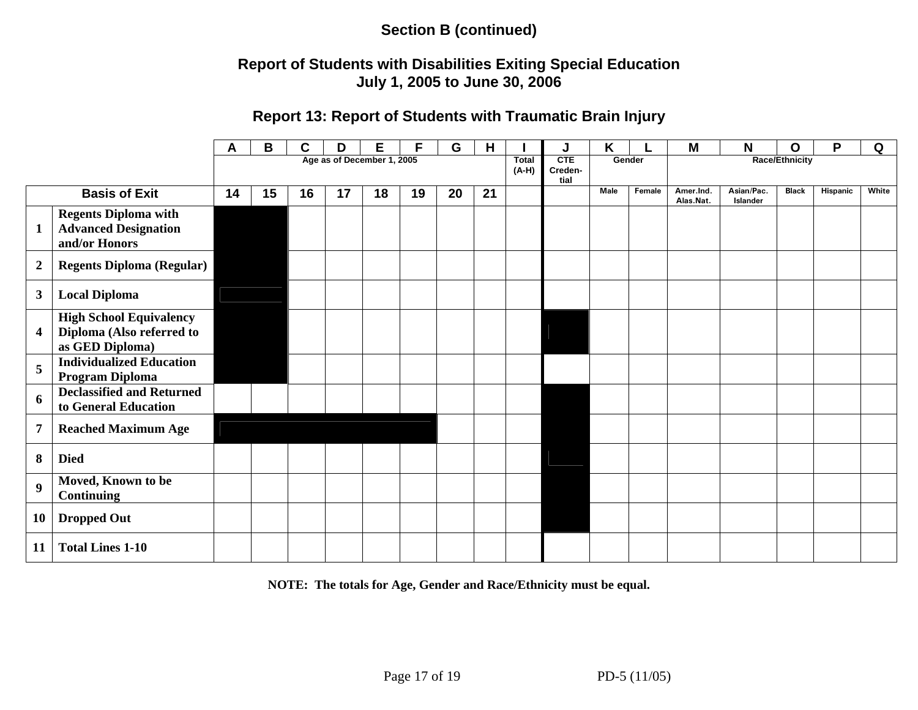## Section B (continued)

## Report of Students with Disabilities Exiting Special Education
## July 1, 2005 to June 30, 2006

### Report 13: Report of Students with Traumatic Brain Injury

| | | A | B | C | D | E | F | G | H | I | J | K | L | M | N | O | P | Q |
|---|---|---|---|---|---|---|---|---|---|---|---|---|---|---|---|---|---|---|
| | | Age as of December 1, 2005 | | | | | | | | Total (A-H) | CTE Creden-tial | Gender | | Race/Ethnicity | | | | |
| **Basis of Exit** | | **14** | **15** | **16** | **17** | **18** | **19** | **20** | **21** | | | Male | Female | Amer.Ind. Alas.Nat. | Asian/Pac. Islander | Black | Hispanic | White |
| **1** | **Regents Diploma with Advanced Designation and/or Honors** | | | | | | | | | | | | | | | | | |
| **2** | **Regents Diploma (Regular)** | | | | | | | | | | | | | | | | | |
| **3** | **Local Diploma** | | | | | | | | | | | | | | | | | |
| **4** | **High School Equivalency Diploma (Also referred to as GED Diploma)** | | | | | | | | | | | | | | | | | |
| **5** | **Individualized Education Program Diploma** | | | | | | | | | | | | | | | | | |
| **6** | **Declassified and Returned to General Education** | | | | | | | | | | | | | | | | | |
| **7** | **Reached Maximum Age** | | | | | | | | | | | | | | | | | |
| **8** | **Died** | | | | | | | | | | | | | | | | | |
| **9** | **Moved, Known to be Continuing** | | | | | | | | | | | | | | | | | |
| **10** | **Dropped Out** | | | | | | | | | | | | | | | | | |
| **11** | **Total Lines 1-10** | | | | | | | | | | | | | | | | | |

**NOTE: The totals for Age, Gender and Race/Ethnicity must be equal.**

PD-5 (11/05)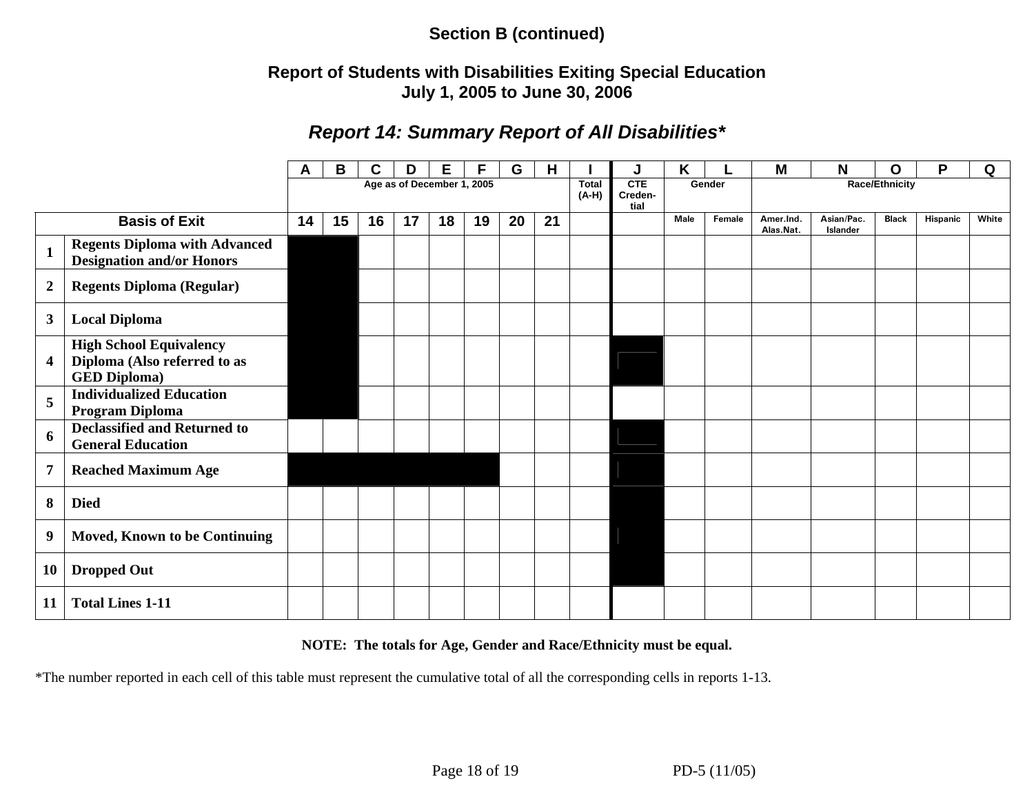**Section B (continued)**

**Report of Students with Disabilities Exiting Special Education**
**July 1, 2005 to June 30, 2006**

## *Report 14: Summary Report of All Disabilities**

| | | A | B | C | D | E | F | G | H | I | J | K | L | M | N | O | P | Q |
|---|---|---|---|---|---|---|---|---|---|---|---|---|---|---|---|---|---|---|
| | | Age as of December 1, 2005 | | | | | | | | Total (A-H) | CTE Creden-tial | Gender | | Race/Ethnicity | | | | |
| **Basis of Exit** | | 14 | 15 | 16 | 17 | 18 | 19 | 20 | 21 | | | Male | Female | Amer.Ind. Alas.Nat. | Asian/Pac. Islander | Black | Hispanic | White |
| **1** | **Regents Diploma with Advanced Designation and/or Honors** | | | | | | | | | | | | | | | | | |
| **2** | **Regents Diploma (Regular)** | | | | | | | | | | | | | | | | | |
| **3** | **Local Diploma** | | | | | | | | | | | | | | | | | |
| **4** | **High School Equivalency Diploma (Also referred to as GED Diploma)** | | | | | | | | | | | | | | | | | |
| **5** | **Individualized Education Program Diploma** | | | | | | | | | | | | | | | | | |
| **6** | **Declassified and Returned to General Education** | | | | | | | | | | | | | | | | | |
| **7** | **Reached Maximum Age** | | | | | | | | | | | | | | | | | |
| **8** | **Died** | | | | | | | | | | | | | | | | | |
| **9** | **Moved, Known to be Continuing** | | | | | | | | | | | | | | | | | |
| **10** | **Dropped Out** | | | | | | | | | | | | | | | | | |
| **11** | **Total Lines 1-11** | | | | | | | | | | | | | | | | | |

**NOTE: The totals for Age, Gender and Race/Ethnicity must be equal.**

*The number reported in each cell of this table must represent the cumulative total of all the corresponding cells in reports 1-13.

PD-5 (11/05)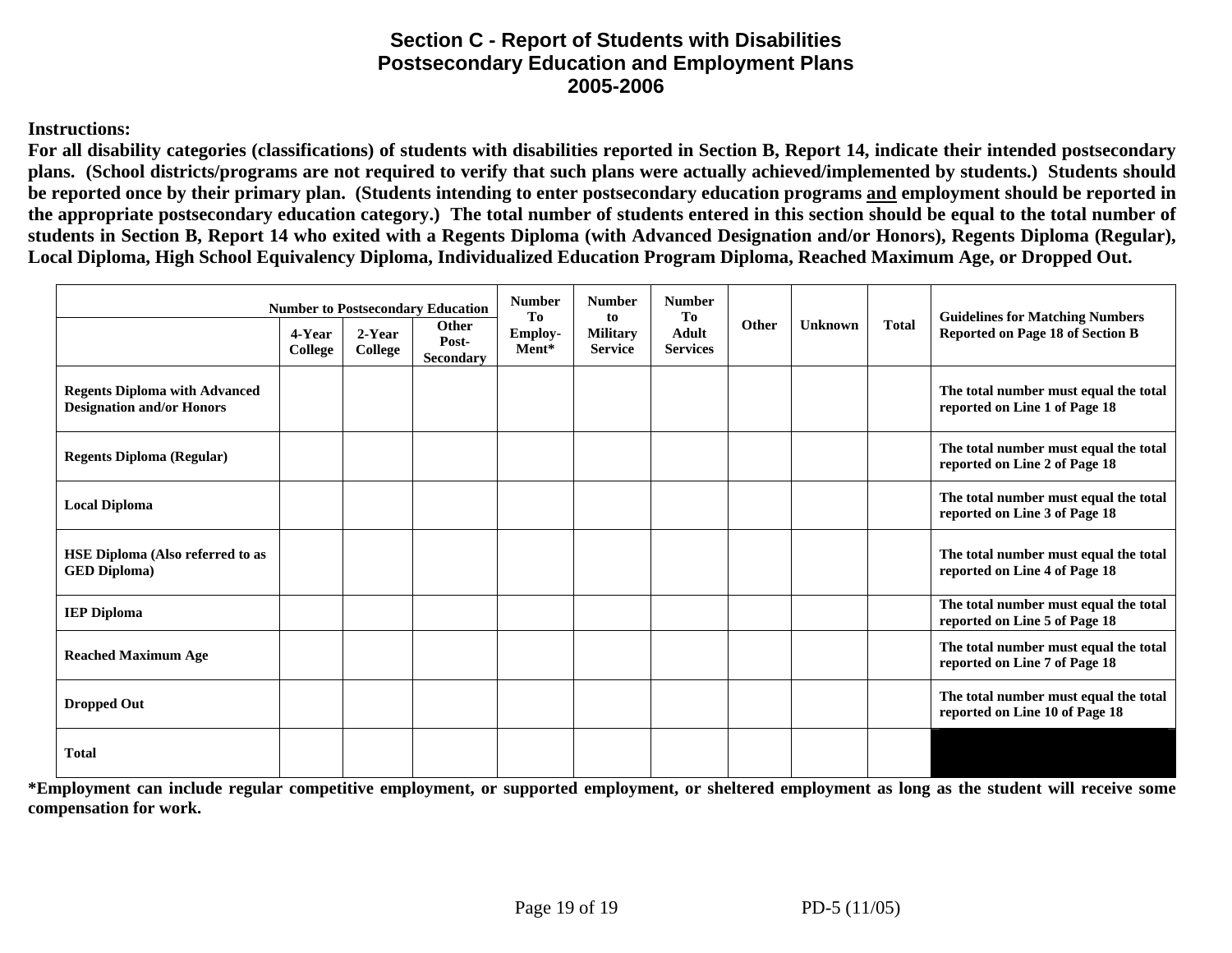# Section C - Report of Students with Disabilities
## Postsecondary Education and Employment Plans
## 2005-2006

**Instructions:**

**For all disability categories (classifications) of students with disabilities reported in Section B, Report 14, indicate their intended postsecondary plans. (School districts/programs are not required to verify that such plans were actually achieved/implemented by students.) Students should be reported once by their primary plan. (Students intending to enter postsecondary education programs and employment should be reported in the appropriate postsecondary education category.) The total number of students entered in this section should be equal to the total number of students in Section B, Report 14 who exited with a Regents Diploma (with Advanced Designation and/or Honors), Regents Diploma (Regular), Local Diploma, High School Equivalency Diploma, Individualized Education Program Diploma, Reached Maximum Age, or Dropped Out.**

| | Number to Postsecondary Education | | | Number To Employ-Ment* | Number to Military Service | Number To Adult Services | Other | Unknown | Total | Guidelines for Matching Numbers Reported on Page 18 of Section B |
|---|---|---|---|---|---|---|---|---|---|---|
| | 4-Year College | 2-Year College | Other Post-Secondary | | | | | | | |
| Regents Diploma with Advanced Designation and/or Honors | | | | | | | | | | The total number must equal the total reported on Line 1 of Page 18 |
| Regents Diploma (Regular) | | | | | | | | | | The total number must equal the total reported on Line 2 of Page 18 |
| Local Diploma | | | | | | | | | | The total number must equal the total reported on Line 3 of Page 18 |
| HSE Diploma (Also referred to as GED Diploma) | | | | | | | | | | The total number must equal the total reported on Line 4 of Page 18 |
| IEP Diploma | | | | | | | | | | The total number must equal the total reported on Line 5 of Page 18 |
| Reached Maximum Age | | | | | | | | | | The total number must equal the total reported on Line 7 of Page 18 |
| Dropped Out | | | | | | | | | | The total number must equal the total reported on Line 10 of Page 18 |
| Total | | | | | | | | | | |

**\*Employment can include regular competitive employment, or supported employment, or sheltered employment as long as the student will receive some compensation for work.**

PD-5 (11/05)